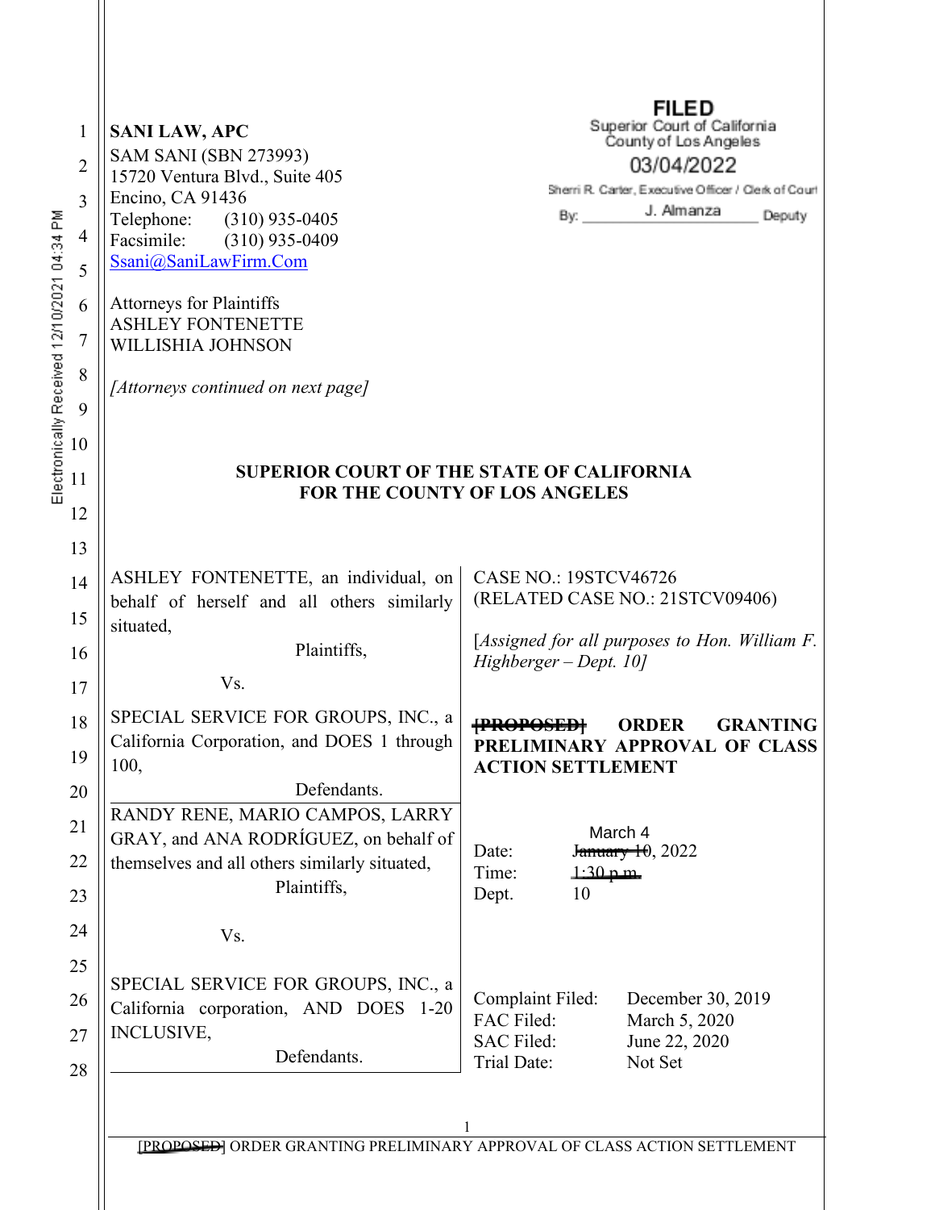SANI LAW, APC
SAM SANI (SBN 273993)
15720 Ventura Blvd., Suite 405
Encino, CA 91436
Telephone: (310) 935-0405
Facsimile: (310) 935-0409
Ssani@SaniLawFirm.Com

Attorneys for Plaintiffs
ASHLEY FONTENETTE
WILLISHIA JOHNSON

*[Attorneys continued on next page]*

FILED
Superior Court of California
County of Los Angeles
03/04/2022
Sherri R. Carter, Executive Officer / Clerk of Court
By: J. Almanza Deputy

Electronically Received 12/10/2021 04:34 PM

**SUPERIOR COURT OF THE STATE OF CALIFORNIA**
**FOR THE COUNTY OF LOS ANGELES**

| | |
|---|---|
| ASHLEY FONTENETTE, an individual, on behalf of herself and all others similarly situated,<br>Plaintiffs,<br>Vs.<br>SPECIAL SERVICE FOR GROUPS, INC., a California Corporation, and DOES 1 through 100,<br>Defendants. | CASE NO.: 19STCV46726<br>(RELATED CASE NO.: 21STCV09406)<br><br>*[Assigned for all purposes to Hon. William F. Highberger – Dept. 10]*<br><br>**~~[PROPOSED]~~ ORDER GRANTING PRELIMINARY APPROVAL OF CLASS ACTION SETTLEMENT** |
| RANDY RENE, MARIO CAMPOS, LARRY GRAY, and ANA RODRÍGUEZ, on behalf of themselves and all others similarly situated,<br>Plaintiffs,<br>Vs.<br>SPECIAL SERVICE FOR GROUPS, INC., a California corporation, AND DOES 1-20 INCLUSIVE,<br>Defendants. | Date: ~~January 10~~ March 4, 2022<br>Time: ~~1:30 p.m.~~<br>Dept. 10<br><br>Complaint Filed: December 30, 2019<br>FAC Filed: March 5, 2020<br>SAC Filed: June 22, 2020<br>Trial Date: Not Set |

~~[PROPOSED]~~ ORDER GRANTING PRELIMINARY APPROVAL OF CLASS ACTION SETTLEMENT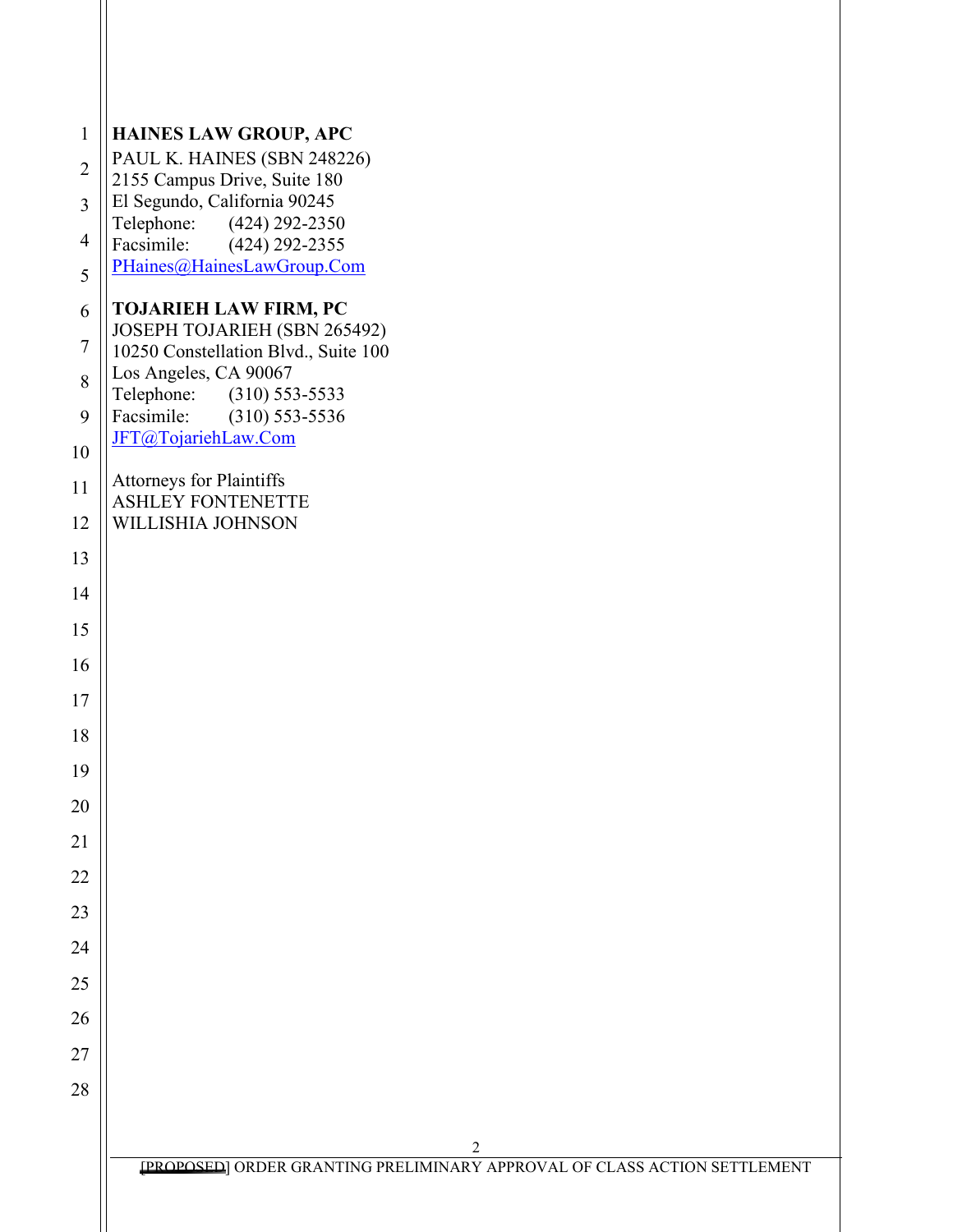**HAINES LAW GROUP, APC**
PAUL K. HAINES (SBN 248226)
2155 Campus Drive, Suite 180
El Segundo, California 90245
Telephone: (424) 292-2350
Facsimile: (424) 292-2355
PHaines@HainesLawGroup.Com

**TOJARIEH LAW FIRM, PC**
JOSEPH TOJARIEH (SBN 265492)
10250 Constellation Blvd., Suite 100
Los Angeles, CA 90067
Telephone: (310) 553-5533
Facsimile: (310) 553-5536
JFT@TojariehLaw.Com

Attorneys for Plaintiffs
ASHLEY FONTENETTE
WILLISHIA JOHNSON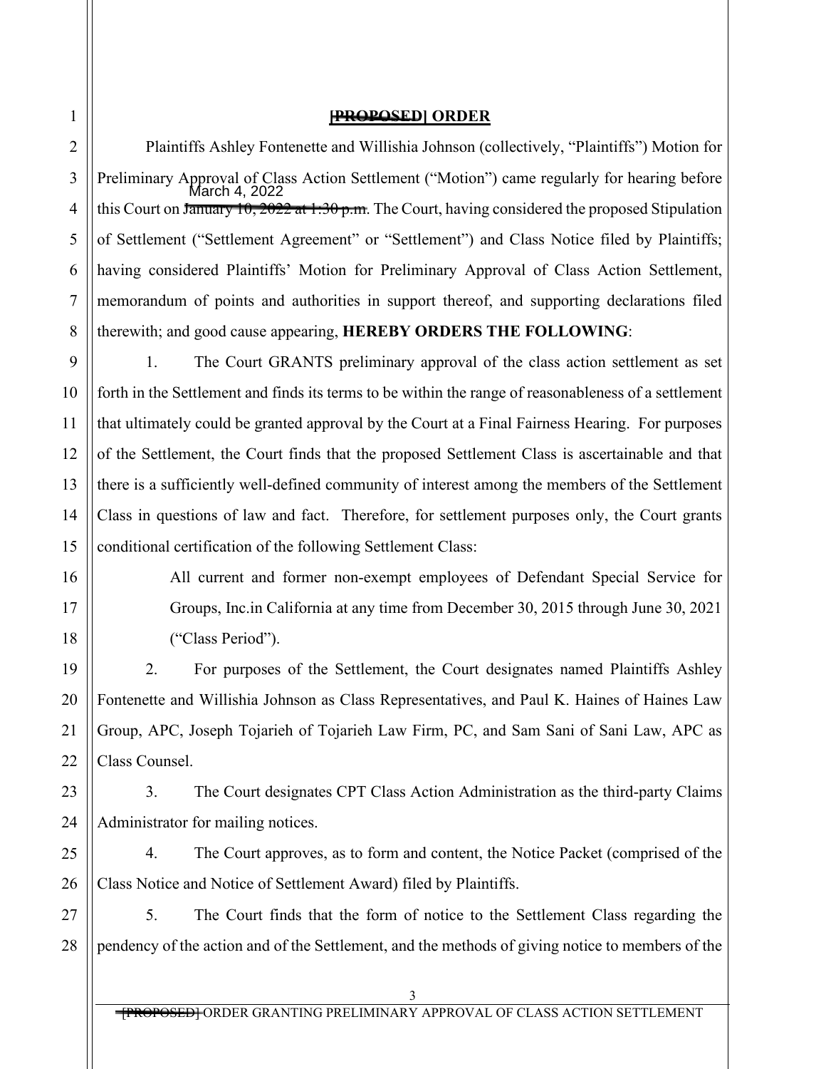# ~~[PROPOSED]~~ ORDER

Plaintiffs Ashley Fontenette and Willishia Johnson (collectively, "Plaintiffs") Motion for Preliminary Approval of Class Action Settlement ("Motion") came regularly for hearing before this Court on ~~January 10, 2022 at 1:30 p.m.~~ March 4, 2022. The Court, having considered the proposed Stipulation of Settlement ("Settlement Agreement" or "Settlement") and Class Notice filed by Plaintiffs; having considered Plaintiffs' Motion for Preliminary Approval of Class Action Settlement, memorandum of points and authorities in support thereof, and supporting declarations filed therewith; and good cause appearing, **HEREBY ORDERS THE FOLLOWING**:

1. The Court GRANTS preliminary approval of the class action settlement as set forth in the Settlement and finds its terms to be within the range of reasonableness of a settlement that ultimately could be granted approval by the Court at a Final Fairness Hearing. For purposes of the Settlement, the Court finds that the proposed Settlement Class is ascertainable and that there is a sufficiently well-defined community of interest among the members of the Settlement Class in questions of law and fact. Therefore, for settlement purposes only, the Court grants conditional certification of the following Settlement Class:

> All current and former non-exempt employees of Defendant Special Service for Groups, Inc.in California at any time from December 30, 2015 through June 30, 2021 ("Class Period").

2. For purposes of the Settlement, the Court designates named Plaintiffs Ashley Fontenette and Willishia Johnson as Class Representatives, and Paul K. Haines of Haines Law Group, APC, Joseph Tojarieh of Tojarieh Law Firm, PC, and Sam Sani of Sani Law, APC as Class Counsel.

3. The Court designates CPT Class Action Administration as the third-party Claims Administrator for mailing notices.

4. The Court approves, as to form and content, the Notice Packet (comprised of the Class Notice and Notice of Settlement Award) filed by Plaintiffs.

5. The Court finds that the form of notice to the Settlement Class regarding the pendency of the action and of the Settlement, and the methods of giving notice to members of the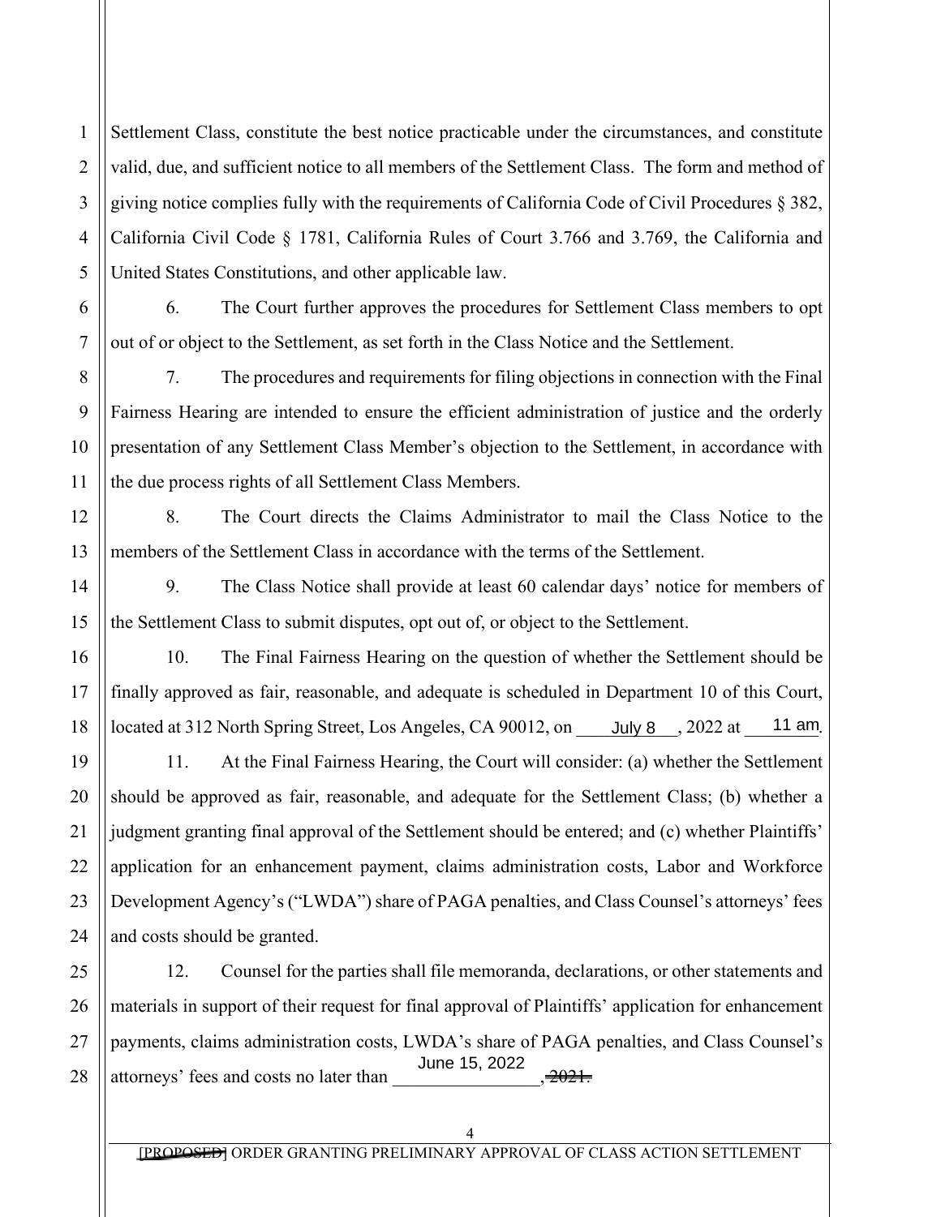Settlement Class, constitute the best notice practicable under the circumstances, and constitute valid, due, and sufficient notice to all members of the Settlement Class. The form and method of giving notice complies fully with the requirements of California Code of Civil Procedures § 382, California Civil Code § 1781, California Rules of Court 3.766 and 3.769, the California and United States Constitutions, and other applicable law.

6. The Court further approves the procedures for Settlement Class members to opt out of or object to the Settlement, as set forth in the Class Notice and the Settlement.

7. The procedures and requirements for filing objections in connection with the Final Fairness Hearing are intended to ensure the efficient administration of justice and the orderly presentation of any Settlement Class Member's objection to the Settlement, in accordance with the due process rights of all Settlement Class Members.

8. The Court directs the Claims Administrator to mail the Class Notice to the members of the Settlement Class in accordance with the terms of the Settlement.

9. The Class Notice shall provide at least 60 calendar days' notice for members of the Settlement Class to submit disputes, opt out of, or object to the Settlement.

10. The Final Fairness Hearing on the question of whether the Settlement should be finally approved as fair, reasonable, and adequate is scheduled in Department 10 of this Court, located at 312 North Spring Street, Los Angeles, CA 90012, on July 8, 2022 at 11 am.

11. At the Final Fairness Hearing, the Court will consider: (a) whether the Settlement should be approved as fair, reasonable, and adequate for the Settlement Class; (b) whether a judgment granting final approval of the Settlement should be entered; and (c) whether Plaintiffs' application for an enhancement payment, claims administration costs, Labor and Workforce Development Agency's ("LWDA") share of PAGA penalties, and Class Counsel's attorneys' fees and costs should be granted.

12. Counsel for the parties shall file memoranda, declarations, or other statements and materials in support of their request for final approval of Plaintiffs' application for enhancement payments, claims administration costs, LWDA's share of PAGA penalties, and Class Counsel's attorneys' fees and costs no later than June 15, 2022 ~~, 2021.~~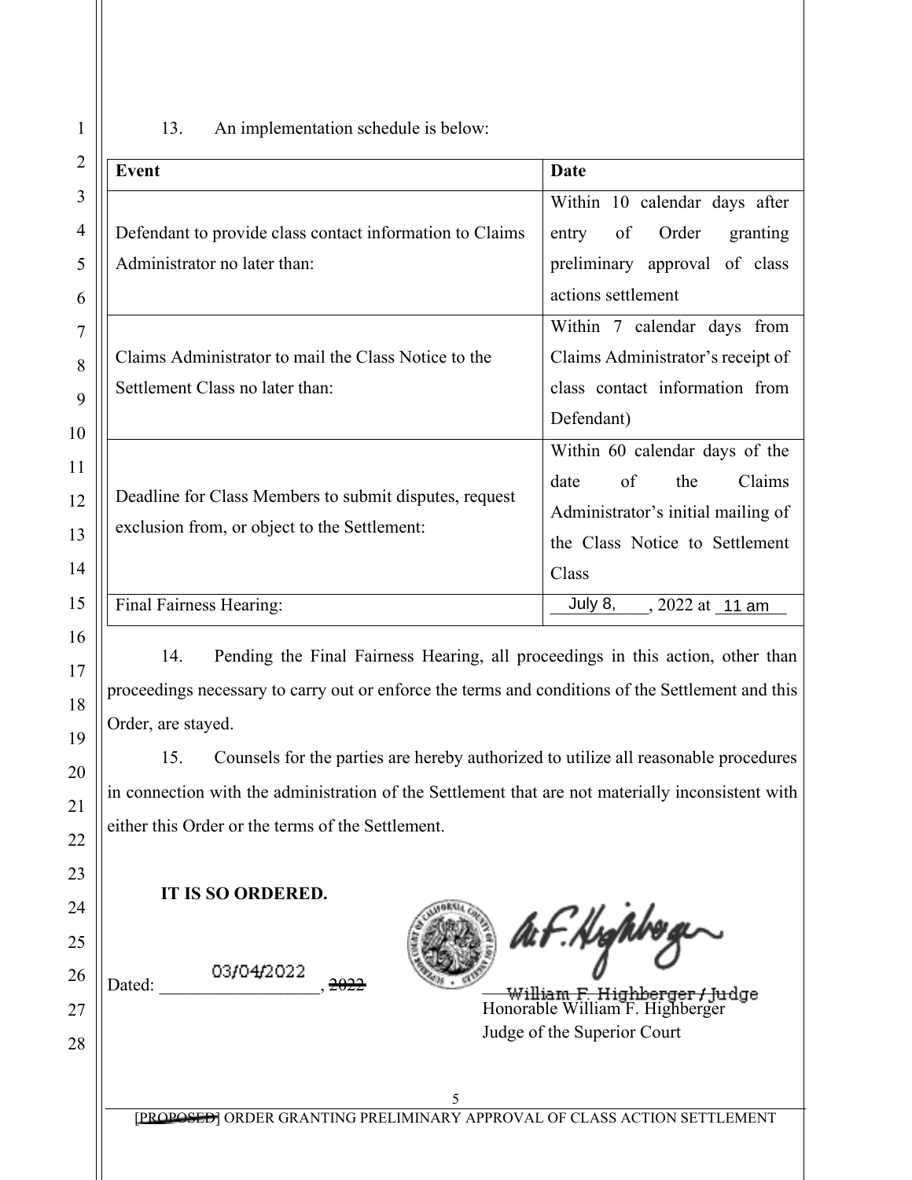13. An implementation schedule is below:

| Event | Date |
| --- | --- |
| Defendant to provide class contact information to Claims Administrator no later than: | Within 10 calendar days after entry of Order granting preliminary approval of class actions settlement |
| Claims Administrator to mail the Class Notice to the Settlement Class no later than: | Within 7 calendar days from Claims Administrator's receipt of class contact information from Defendant) |
| Deadline for Class Members to submit disputes, request exclusion from, or object to the Settlement: | Within 60 calendar days of the date of the Claims Administrator's initial mailing of the Class Notice to Settlement Class |
| Final Fairness Hearing: | July 8, 2022 at 11 am |

14. Pending the Final Fairness Hearing, all proceedings in this action, other than proceedings necessary to carry out or enforce the terms and conditions of the Settlement and this Order, are stayed.

15. Counsels for the parties are hereby authorized to utilize all reasonable procedures in connection with the administration of the Settlement that are not materially inconsistent with either this Order or the terms of the Settlement.

**IT IS SO ORDERED.**

Dated: 03/04/2022, ~~2022~~

William F. Highberger / Judge
Honorable William F. Highberger
Judge of the Superior Court

~~[PROPOSED]~~ ORDER GRANTING PRELIMINARY APPROVAL OF CLASS ACTION SETTLEMENT